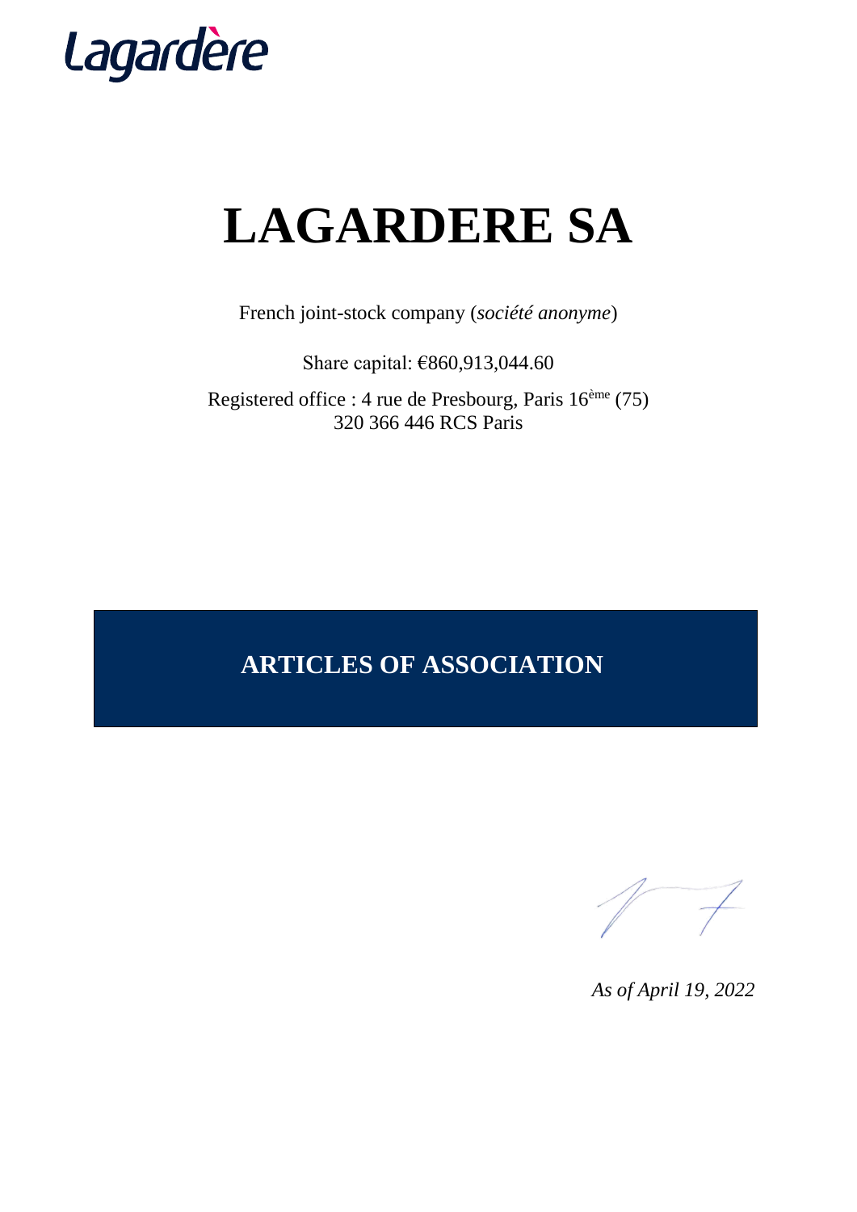Lagardère

# LAGARDERE SA

French joint-stock company (*société anonyme*)

Share capital: €860,913,044.60

Registered office : 4 rue de Presbourg, Paris 16ème (75)
320 366 446 RCS Paris

## ARTICLES OF ASSOCIATION

*As of April 19, 2022*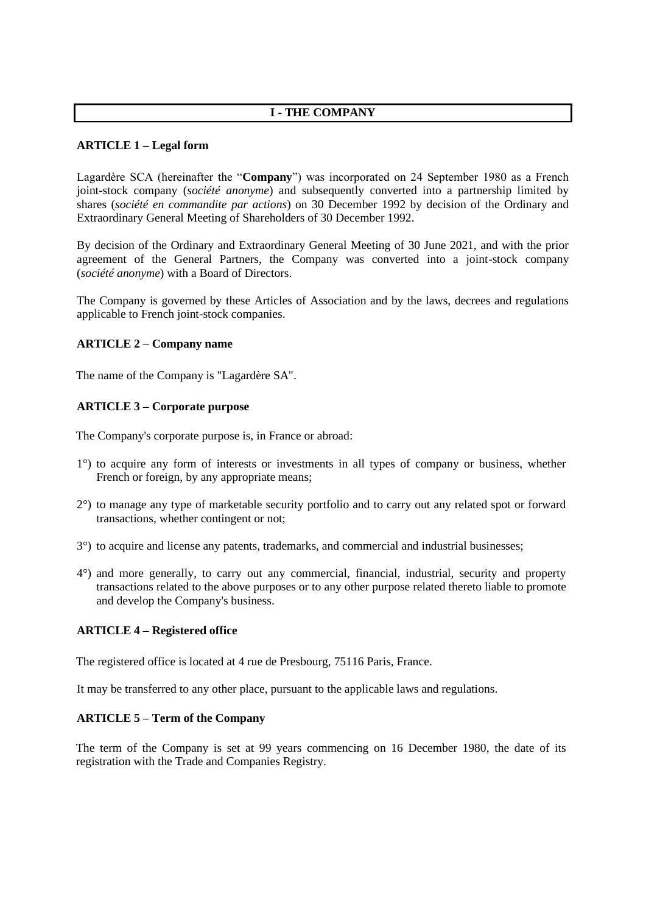## I - THE COMPANY

### ARTICLE 1 – Legal form

Lagardère SCA (hereinafter the "**Company**") was incorporated on 24 September 1980 as a French joint-stock company (*société anonyme*) and subsequently converted into a partnership limited by shares (*société en commandite par actions*) on 30 December 1992 by decision of the Ordinary and Extraordinary General Meeting of Shareholders of 30 December 1992.

By decision of the Ordinary and Extraordinary General Meeting of 30 June 2021, and with the prior agreement of the General Partners, the Company was converted into a joint-stock company (*société anonyme*) with a Board of Directors.

The Company is governed by these Articles of Association and by the laws, decrees and regulations applicable to French joint-stock companies.

### ARTICLE 2 – Company name

The name of the Company is "Lagardère SA".

### ARTICLE 3 – Corporate purpose

The Company's corporate purpose is, in France or abroad:

1°) to acquire any form of interests or investments in all types of company or business, whether French or foreign, by any appropriate means;

2°) to manage any type of marketable security portfolio and to carry out any related spot or forward transactions, whether contingent or not;

3°) to acquire and license any patents, trademarks, and commercial and industrial businesses;

4°) and more generally, to carry out any commercial, financial, industrial, security and property transactions related to the above purposes or to any other purpose related thereto liable to promote and develop the Company's business.

### ARTICLE 4 – Registered office

The registered office is located at 4 rue de Presbourg, 75116 Paris, France.

It may be transferred to any other place, pursuant to the applicable laws and regulations.

### ARTICLE 5 – Term of the Company

The term of the Company is set at 99 years commencing on 16 December 1980, the date of its registration with the Trade and Companies Registry.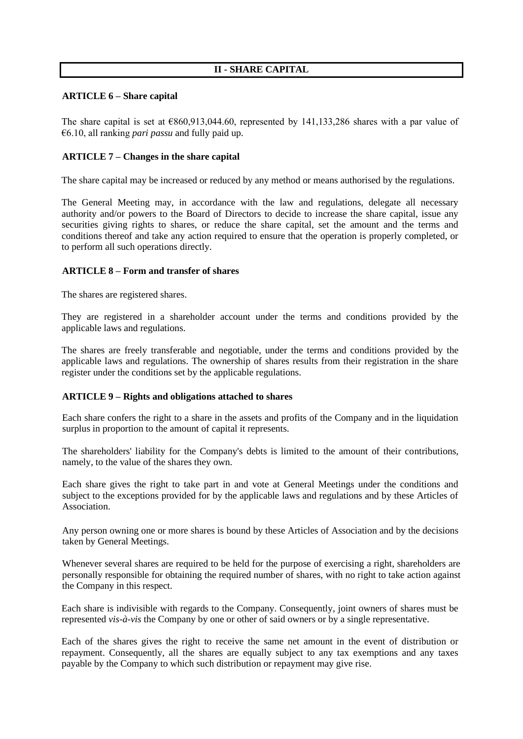## II - SHARE CAPITAL

### ARTICLE 6 – Share capital

The share capital is set at €860,913,044.60, represented by 141,133,286 shares with a par value of €6.10, all ranking *pari passu* and fully paid up.

### ARTICLE 7 – Changes in the share capital

The share capital may be increased or reduced by any method or means authorised by the regulations.

The General Meeting may, in accordance with the law and regulations, delegate all necessary authority and/or powers to the Board of Directors to decide to increase the share capital, issue any securities giving rights to shares, or reduce the share capital, set the amount and the terms and conditions thereof and take any action required to ensure that the operation is properly completed, or to perform all such operations directly.

### ARTICLE 8 – Form and transfer of shares

The shares are registered shares.

They are registered in a shareholder account under the terms and conditions provided by the applicable laws and regulations.

The shares are freely transferable and negotiable, under the terms and conditions provided by the applicable laws and regulations. The ownership of shares results from their registration in the share register under the conditions set by the applicable regulations.

### ARTICLE 9 – Rights and obligations attached to shares

Each share confers the right to a share in the assets and profits of the Company and in the liquidation surplus in proportion to the amount of capital it represents.

The shareholders' liability for the Company's debts is limited to the amount of their contributions, namely, to the value of the shares they own.

Each share gives the right to take part in and vote at General Meetings under the conditions and subject to the exceptions provided for by the applicable laws and regulations and by these Articles of Association.

Any person owning one or more shares is bound by these Articles of Association and by the decisions taken by General Meetings.

Whenever several shares are required to be held for the purpose of exercising a right, shareholders are personally responsible for obtaining the required number of shares, with no right to take action against the Company in this respect.

Each share is indivisible with regards to the Company. Consequently, joint owners of shares must be represented *vis-à-vis* the Company by one or other of said owners or by a single representative.

Each of the shares gives the right to receive the same net amount in the event of distribution or repayment. Consequently, all the shares are equally subject to any tax exemptions and any taxes payable by the Company to which such distribution or repayment may give rise.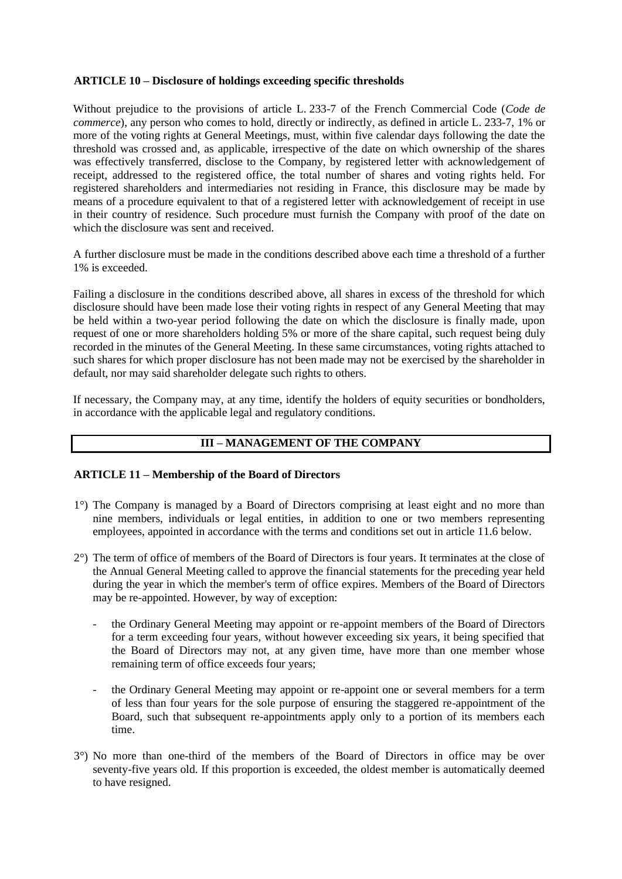**ARTICLE 10 – Disclosure of holdings exceeding specific thresholds**

Without prejudice to the provisions of article L. 233-7 of the French Commercial Code (*Code de commerce*), any person who comes to hold, directly or indirectly, as defined in article L. 233-7, 1% or more of the voting rights at General Meetings, must, within five calendar days following the date the threshold was crossed and, as applicable, irrespective of the date on which ownership of the shares was effectively transferred, disclose to the Company, by registered letter with acknowledgement of receipt, addressed to the registered office, the total number of shares and voting rights held. For registered shareholders and intermediaries not residing in France, this disclosure may be made by means of a procedure equivalent to that of a registered letter with acknowledgement of receipt in use in their country of residence. Such procedure must furnish the Company with proof of the date on which the disclosure was sent and received.

A further disclosure must be made in the conditions described above each time a threshold of a further 1% is exceeded.

Failing a disclosure in the conditions described above, all shares in excess of the threshold for which disclosure should have been made lose their voting rights in respect of any General Meeting that may be held within a two-year period following the date on which the disclosure is finally made, upon request of one or more shareholders holding 5% or more of the share capital, such request being duly recorded in the minutes of the General Meeting. In these same circumstances, voting rights attached to such shares for which proper disclosure has not been made may not be exercised by the shareholder in default, nor may said shareholder delegate such rights to others.

If necessary, the Company may, at any time, identify the holders of equity securities or bondholders, in accordance with the applicable legal and regulatory conditions.

## III – MANAGEMENT OF THE COMPANY

**ARTICLE 11 – Membership of the Board of Directors**

1°) The Company is managed by a Board of Directors comprising at least eight and no more than nine members, individuals or legal entities, in addition to one or two members representing employees, appointed in accordance with the terms and conditions set out in article 11.6 below.

2°) The term of office of members of the Board of Directors is four years. It terminates at the close of the Annual General Meeting called to approve the financial statements for the preceding year held during the year in which the member's term of office expires. Members of the Board of Directors may be re-appointed. However, by way of exception:

- the Ordinary General Meeting may appoint or re-appoint members of the Board of Directors for a term exceeding four years, without however exceeding six years, it being specified that the Board of Directors may not, at any given time, have more than one member whose remaining term of office exceeds four years;

- the Ordinary General Meeting may appoint or re-appoint one or several members for a term of less than four years for the sole purpose of ensuring the staggered re-appointment of the Board, such that subsequent re-appointments apply only to a portion of its members each time.

3°) No more than one-third of the members of the Board of Directors in office may be over seventy-five years old. If this proportion is exceeded, the oldest member is automatically deemed to have resigned.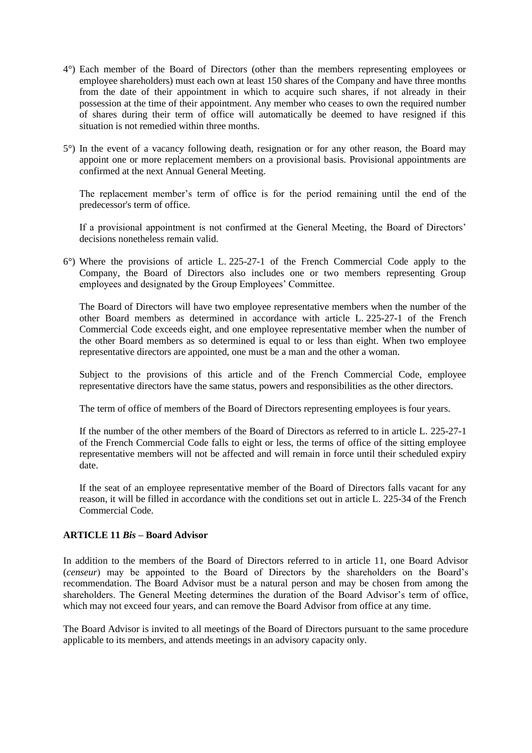4°) Each member of the Board of Directors (other than the members representing employees or employee shareholders) must each own at least 150 shares of the Company and have three months from the date of their appointment in which to acquire such shares, if not already in their possession at the time of their appointment. Any member who ceases to own the required number of shares during their term of office will automatically be deemed to have resigned if this situation is not remedied within three months.

5°) In the event of a vacancy following death, resignation or for any other reason, the Board may appoint one or more replacement members on a provisional basis. Provisional appointments are confirmed at the next Annual General Meeting.

The replacement member's term of office is for the period remaining until the end of the predecessor's term of office.

If a provisional appointment is not confirmed at the General Meeting, the Board of Directors' decisions nonetheless remain valid.

6°) Where the provisions of article L. 225-27-1 of the French Commercial Code apply to the Company, the Board of Directors also includes one or two members representing Group employees and designated by the Group Employees' Committee.

The Board of Directors will have two employee representative members when the number of the other Board members as determined in accordance with article L. 225-27-1 of the French Commercial Code exceeds eight, and one employee representative member when the number of the other Board members as so determined is equal to or less than eight. When two employee representative directors are appointed, one must be a man and the other a woman.

Subject to the provisions of this article and of the French Commercial Code, employee representative directors have the same status, powers and responsibilities as the other directors.

The term of office of members of the Board of Directors representing employees is four years.

If the number of the other members of the Board of Directors as referred to in article L. 225-27-1 of the French Commercial Code falls to eight or less, the terms of office of the sitting employee representative members will not be affected and will remain in force until their scheduled expiry date.

If the seat of an employee representative member of the Board of Directors falls vacant for any reason, it will be filled in accordance with the conditions set out in article L. 225-34 of the French Commercial Code.

### ARTICLE 11 *Bis* – Board Advisor

In addition to the members of the Board of Directors referred to in article 11, one Board Advisor (*censeur*) may be appointed to the Board of Directors by the shareholders on the Board's recommendation. The Board Advisor must be a natural person and may be chosen from among the shareholders. The General Meeting determines the duration of the Board Advisor's term of office, which may not exceed four years, and can remove the Board Advisor from office at any time.

The Board Advisor is invited to all meetings of the Board of Directors pursuant to the same procedure applicable to its members, and attends meetings in an advisory capacity only.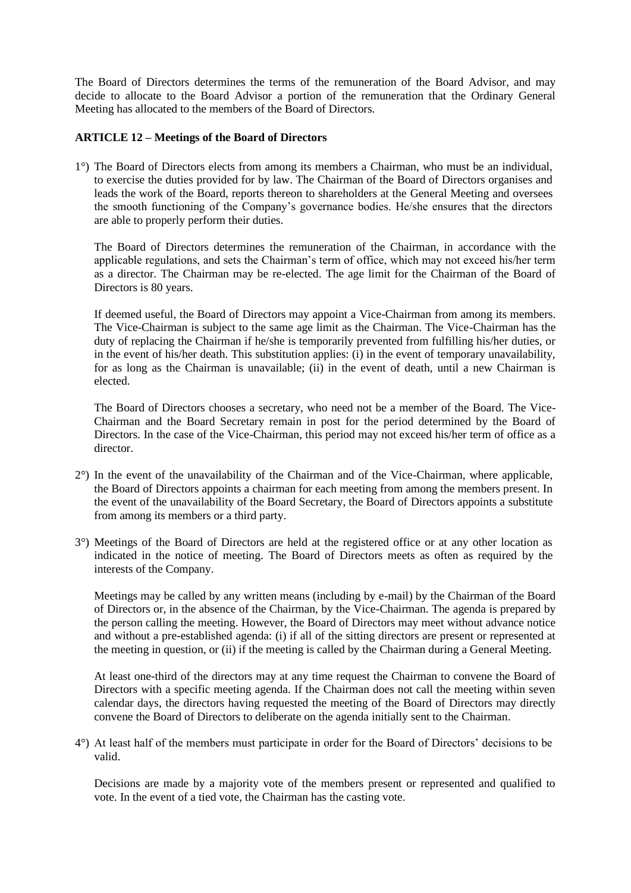The Board of Directors determines the terms of the remuneration of the Board Advisor, and may decide to allocate to the Board Advisor a portion of the remuneration that the Ordinary General Meeting has allocated to the members of the Board of Directors.

**ARTICLE 12 – Meetings of the Board of Directors**

1°) The Board of Directors elects from among its members a Chairman, who must be an individual, to exercise the duties provided for by law. The Chairman of the Board of Directors organises and leads the work of the Board, reports thereon to shareholders at the General Meeting and oversees the smooth functioning of the Company's governance bodies. He/she ensures that the directors are able to properly perform their duties.

The Board of Directors determines the remuneration of the Chairman, in accordance with the applicable regulations, and sets the Chairman's term of office, which may not exceed his/her term as a director. The Chairman may be re-elected. The age limit for the Chairman of the Board of Directors is 80 years.

If deemed useful, the Board of Directors may appoint a Vice-Chairman from among its members. The Vice-Chairman is subject to the same age limit as the Chairman. The Vice-Chairman has the duty of replacing the Chairman if he/she is temporarily prevented from fulfilling his/her duties, or in the event of his/her death. This substitution applies: (i) in the event of temporary unavailability, for as long as the Chairman is unavailable; (ii) in the event of death, until a new Chairman is elected.

The Board of Directors chooses a secretary, who need not be a member of the Board. The Vice-Chairman and the Board Secretary remain in post for the period determined by the Board of Directors. In the case of the Vice-Chairman, this period may not exceed his/her term of office as a director.

2°) In the event of the unavailability of the Chairman and of the Vice-Chairman, where applicable, the Board of Directors appoints a chairman for each meeting from among the members present. In the event of the unavailability of the Board Secretary, the Board of Directors appoints a substitute from among its members or a third party.

3°) Meetings of the Board of Directors are held at the registered office or at any other location as indicated in the notice of meeting. The Board of Directors meets as often as required by the interests of the Company.

Meetings may be called by any written means (including by e-mail) by the Chairman of the Board of Directors or, in the absence of the Chairman, by the Vice-Chairman. The agenda is prepared by the person calling the meeting. However, the Board of Directors may meet without advance notice and without a pre-established agenda: (i) if all of the sitting directors are present or represented at the meeting in question, or (ii) if the meeting is called by the Chairman during a General Meeting.

At least one-third of the directors may at any time request the Chairman to convene the Board of Directors with a specific meeting agenda. If the Chairman does not call the meeting within seven calendar days, the directors having requested the meeting of the Board of Directors may directly convene the Board of Directors to deliberate on the agenda initially sent to the Chairman.

4°) At least half of the members must participate in order for the Board of Directors' decisions to be valid.

Decisions are made by a majority vote of the members present or represented and qualified to vote. In the event of a tied vote, the Chairman has the casting vote.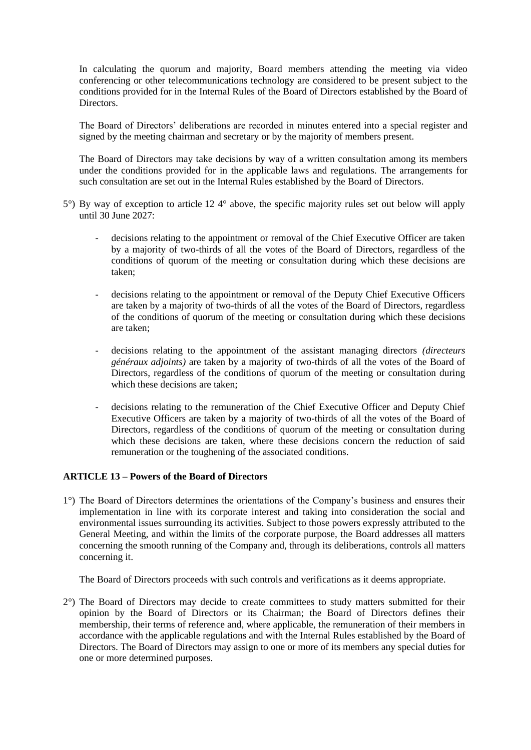In calculating the quorum and majority, Board members attending the meeting via video conferencing or other telecommunications technology are considered to be present subject to the conditions provided for in the Internal Rules of the Board of Directors established by the Board of Directors.

The Board of Directors' deliberations are recorded in minutes entered into a special register and signed by the meeting chairman and secretary or by the majority of members present.

The Board of Directors may take decisions by way of a written consultation among its members under the conditions provided for in the applicable laws and regulations. The arrangements for such consultation are set out in the Internal Rules established by the Board of Directors.

5°) By way of exception to article 12 4° above, the specific majority rules set out below will apply until 30 June 2027:

- decisions relating to the appointment or removal of the Chief Executive Officer are taken by a majority of two-thirds of all the votes of the Board of Directors, regardless of the conditions of quorum of the meeting or consultation during which these decisions are taken;

- decisions relating to the appointment or removal of the Deputy Chief Executive Officers are taken by a majority of two-thirds of all the votes of the Board of Directors, regardless of the conditions of quorum of the meeting or consultation during which these decisions are taken;

- decisions relating to the appointment of the assistant managing directors *(directeurs généraux adjoints)* are taken by a majority of two-thirds of all the votes of the Board of Directors, regardless of the conditions of quorum of the meeting or consultation during which these decisions are taken;

- decisions relating to the remuneration of the Chief Executive Officer and Deputy Chief Executive Officers are taken by a majority of two-thirds of all the votes of the Board of Directors, regardless of the conditions of quorum of the meeting or consultation during which these decisions are taken, where these decisions concern the reduction of said remuneration or the toughening of the associated conditions.

### ARTICLE 13 – Powers of the Board of Directors

1°) The Board of Directors determines the orientations of the Company's business and ensures their implementation in line with its corporate interest and taking into consideration the social and environmental issues surrounding its activities. Subject to those powers expressly attributed to the General Meeting, and within the limits of the corporate purpose, the Board addresses all matters concerning the smooth running of the Company and, through its deliberations, controls all matters concerning it.

The Board of Directors proceeds with such controls and verifications as it deems appropriate.

2°) The Board of Directors may decide to create committees to study matters submitted for their opinion by the Board of Directors or its Chairman; the Board of Directors defines their membership, their terms of reference and, where applicable, the remuneration of their members in accordance with the applicable regulations and with the Internal Rules established by the Board of Directors. The Board of Directors may assign to one or more of its members any special duties for one or more determined purposes.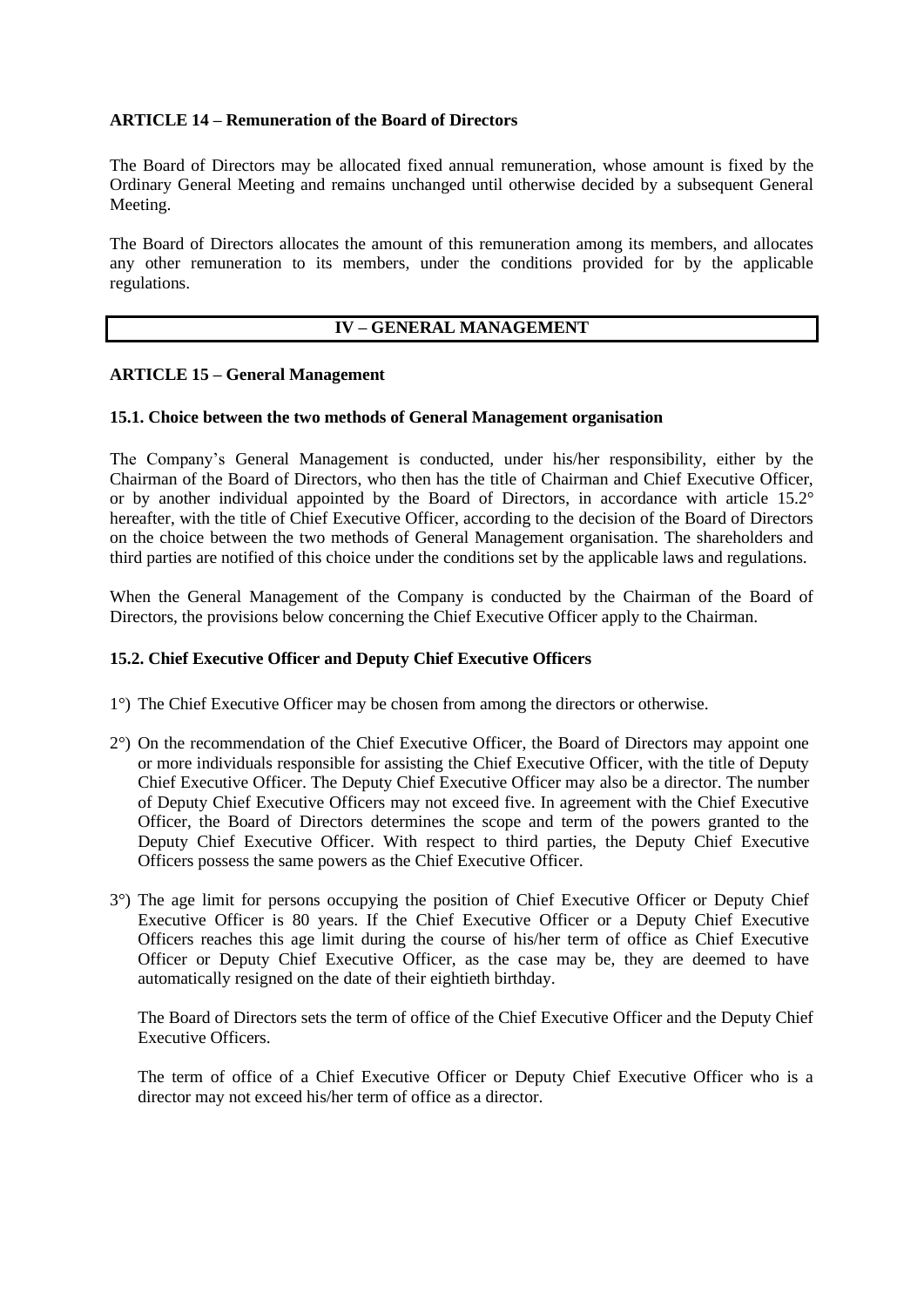**ARTICLE 14 – Remuneration of the Board of Directors**

The Board of Directors may be allocated fixed annual remuneration, whose amount is fixed by the Ordinary General Meeting and remains unchanged until otherwise decided by a subsequent General Meeting.

The Board of Directors allocates the amount of this remuneration among its members, and allocates any other remuneration to its members, under the conditions provided for by the applicable regulations.

## IV – GENERAL MANAGEMENT

**ARTICLE 15 – General Management**

**15.1. Choice between the two methods of General Management organisation**

The Company's General Management is conducted, under his/her responsibility, either by the Chairman of the Board of Directors, who then has the title of Chairman and Chief Executive Officer, or by another individual appointed by the Board of Directors, in accordance with article 15.2° hereafter, with the title of Chief Executive Officer, according to the decision of the Board of Directors on the choice between the two methods of General Management organisation. The shareholders and third parties are notified of this choice under the conditions set by the applicable laws and regulations.

When the General Management of the Company is conducted by the Chairman of the Board of Directors, the provisions below concerning the Chief Executive Officer apply to the Chairman.

**15.2. Chief Executive Officer and Deputy Chief Executive Officers**

1°) The Chief Executive Officer may be chosen from among the directors or otherwise.

2°) On the recommendation of the Chief Executive Officer, the Board of Directors may appoint one or more individuals responsible for assisting the Chief Executive Officer, with the title of Deputy Chief Executive Officer. The Deputy Chief Executive Officer may also be a director. The number of Deputy Chief Executive Officers may not exceed five. In agreement with the Chief Executive Officer, the Board of Directors determines the scope and term of the powers granted to the Deputy Chief Executive Officer. With respect to third parties, the Deputy Chief Executive Officers possess the same powers as the Chief Executive Officer.

3°) The age limit for persons occupying the position of Chief Executive Officer or Deputy Chief Executive Officer is 80 years. If the Chief Executive Officer or a Deputy Chief Executive Officers reaches this age limit during the course of his/her term of office as Chief Executive Officer or Deputy Chief Executive Officer, as the case may be, they are deemed to have automatically resigned on the date of their eightieth birthday.

The Board of Directors sets the term of office of the Chief Executive Officer and the Deputy Chief Executive Officers.

The term of office of a Chief Executive Officer or Deputy Chief Executive Officer who is a director may not exceed his/her term of office as a director.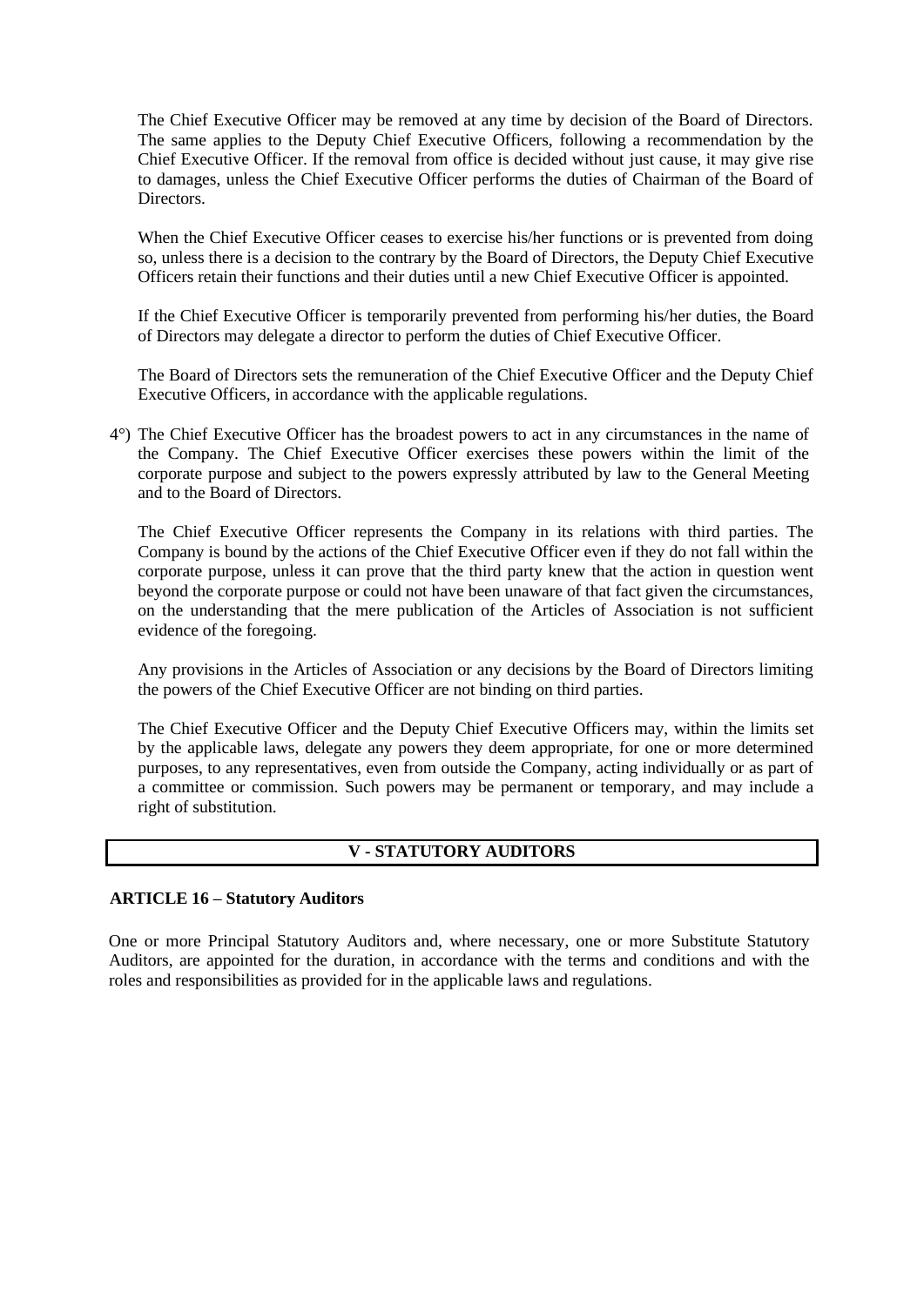The Chief Executive Officer may be removed at any time by decision of the Board of Directors. The same applies to the Deputy Chief Executive Officers, following a recommendation by the Chief Executive Officer. If the removal from office is decided without just cause, it may give rise to damages, unless the Chief Executive Officer performs the duties of Chairman of the Board of Directors.

When the Chief Executive Officer ceases to exercise his/her functions or is prevented from doing so, unless there is a decision to the contrary by the Board of Directors, the Deputy Chief Executive Officers retain their functions and their duties until a new Chief Executive Officer is appointed.

If the Chief Executive Officer is temporarily prevented from performing his/her duties, the Board of Directors may delegate a director to perform the duties of Chief Executive Officer.

The Board of Directors sets the remuneration of the Chief Executive Officer and the Deputy Chief Executive Officers, in accordance with the applicable regulations.

4°) The Chief Executive Officer has the broadest powers to act in any circumstances in the name of the Company. The Chief Executive Officer exercises these powers within the limit of the corporate purpose and subject to the powers expressly attributed by law to the General Meeting and to the Board of Directors.

The Chief Executive Officer represents the Company in its relations with third parties. The Company is bound by the actions of the Chief Executive Officer even if they do not fall within the corporate purpose, unless it can prove that the third party knew that the action in question went beyond the corporate purpose or could not have been unaware of that fact given the circumstances, on the understanding that the mere publication of the Articles of Association is not sufficient evidence of the foregoing.

Any provisions in the Articles of Association or any decisions by the Board of Directors limiting the powers of the Chief Executive Officer are not binding on third parties.

The Chief Executive Officer and the Deputy Chief Executive Officers may, within the limits set by the applicable laws, delegate any powers they deem appropriate, for one or more determined purposes, to any representatives, even from outside the Company, acting individually or as part of a committee or commission. Such powers may be permanent or temporary, and may include a right of substitution.

## V - STATUTORY AUDITORS

### ARTICLE 16 – Statutory Auditors

One or more Principal Statutory Auditors and, where necessary, one or more Substitute Statutory Auditors, are appointed for the duration, in accordance with the terms and conditions and with the roles and responsibilities as provided for in the applicable laws and regulations.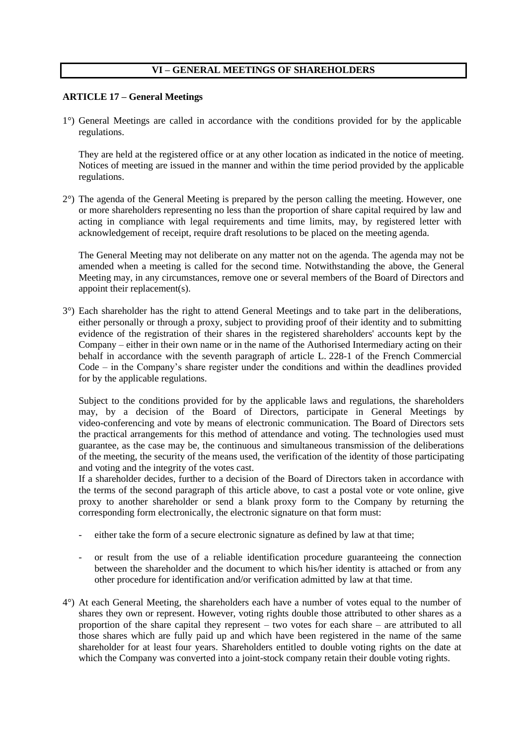## VI – GENERAL MEETINGS OF SHAREHOLDERS

### ARTICLE 17 – General Meetings

1°) General Meetings are called in accordance with the conditions provided for by the applicable regulations.

They are held at the registered office or at any other location as indicated in the notice of meeting. Notices of meeting are issued in the manner and within the time period provided by the applicable regulations.

2°) The agenda of the General Meeting is prepared by the person calling the meeting. However, one or more shareholders representing no less than the proportion of share capital required by law and acting in compliance with legal requirements and time limits, may, by registered letter with acknowledgement of receipt, require draft resolutions to be placed on the meeting agenda.

The General Meeting may not deliberate on any matter not on the agenda. The agenda may not be amended when a meeting is called for the second time. Notwithstanding the above, the General Meeting may, in any circumstances, remove one or several members of the Board of Directors and appoint their replacement(s).

3°) Each shareholder has the right to attend General Meetings and to take part in the deliberations, either personally or through a proxy, subject to providing proof of their identity and to submitting evidence of the registration of their shares in the registered shareholders' accounts kept by the Company – either in their own name or in the name of the Authorised Intermediary acting on their behalf in accordance with the seventh paragraph of article L. 228-1 of the French Commercial Code – in the Company's share register under the conditions and within the deadlines provided for by the applicable regulations.

Subject to the conditions provided for by the applicable laws and regulations, the shareholders may, by a decision of the Board of Directors, participate in General Meetings by video-conferencing and vote by means of electronic communication. The Board of Directors sets the practical arrangements for this method of attendance and voting. The technologies used must guarantee, as the case may be, the continuous and simultaneous transmission of the deliberations of the meeting, the security of the means used, the verification of the identity of those participating and voting and the integrity of the votes cast.

If a shareholder decides, further to a decision of the Board of Directors taken in accordance with the terms of the second paragraph of this article above, to cast a postal vote or vote online, give proxy to another shareholder or send a blank proxy form to the Company by returning the corresponding form electronically, the electronic signature on that form must:

- either take the form of a secure electronic signature as defined by law at that time;
- or result from the use of a reliable identification procedure guaranteeing the connection between the shareholder and the document to which his/her identity is attached or from any other procedure for identification and/or verification admitted by law at that time.

4°) At each General Meeting, the shareholders each have a number of votes equal to the number of shares they own or represent. However, voting rights double those attributed to other shares as a proportion of the share capital they represent – two votes for each share – are attributed to all those shares which are fully paid up and which have been registered in the name of the same shareholder for at least four years. Shareholders entitled to double voting rights on the date at which the Company was converted into a joint-stock company retain their double voting rights.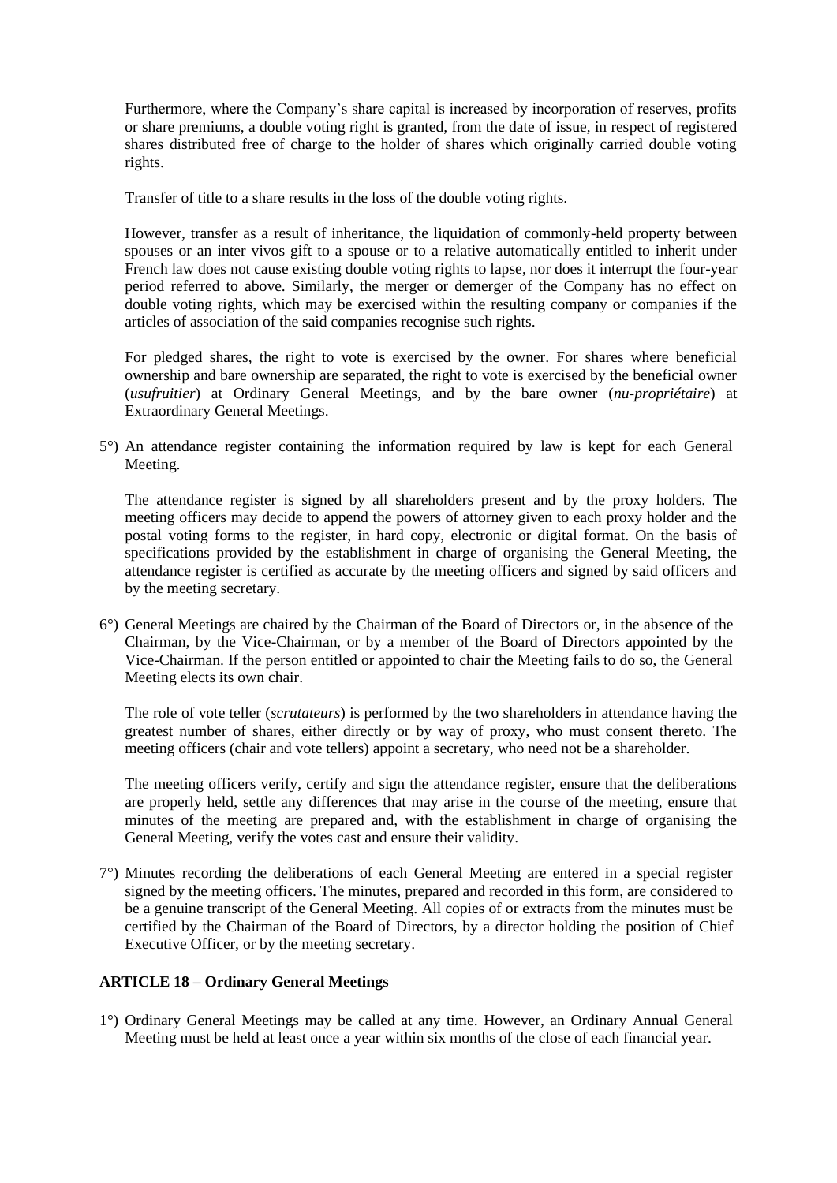Furthermore, where the Company's share capital is increased by incorporation of reserves, profits or share premiums, a double voting right is granted, from the date of issue, in respect of registered shares distributed free of charge to the holder of shares which originally carried double voting rights.

Transfer of title to a share results in the loss of the double voting rights.

However, transfer as a result of inheritance, the liquidation of commonly-held property between spouses or an inter vivos gift to a spouse or to a relative automatically entitled to inherit under French law does not cause existing double voting rights to lapse, nor does it interrupt the four-year period referred to above. Similarly, the merger or demerger of the Company has no effect on double voting rights, which may be exercised within the resulting company or companies if the articles of association of the said companies recognise such rights.

For pledged shares, the right to vote is exercised by the owner. For shares where beneficial ownership and bare ownership are separated, the right to vote is exercised by the beneficial owner (*usufruitier*) at Ordinary General Meetings, and by the bare owner (*nu-propriétaire*) at Extraordinary General Meetings.

5°) An attendance register containing the information required by law is kept for each General Meeting.

The attendance register is signed by all shareholders present and by the proxy holders. The meeting officers may decide to append the powers of attorney given to each proxy holder and the postal voting forms to the register, in hard copy, electronic or digital format. On the basis of specifications provided by the establishment in charge of organising the General Meeting, the attendance register is certified as accurate by the meeting officers and signed by said officers and by the meeting secretary.

6°) General Meetings are chaired by the Chairman of the Board of Directors or, in the absence of the Chairman, by the Vice-Chairman, or by a member of the Board of Directors appointed by the Vice-Chairman. If the person entitled or appointed to chair the Meeting fails to do so, the General Meeting elects its own chair.

The role of vote teller (*scrutateurs*) is performed by the two shareholders in attendance having the greatest number of shares, either directly or by way of proxy, who must consent thereto. The meeting officers (chair and vote tellers) appoint a secretary, who need not be a shareholder.

The meeting officers verify, certify and sign the attendance register, ensure that the deliberations are properly held, settle any differences that may arise in the course of the meeting, ensure that minutes of the meeting are prepared and, with the establishment in charge of organising the General Meeting, verify the votes cast and ensure their validity.

7°) Minutes recording the deliberations of each General Meeting are entered in a special register signed by the meeting officers. The minutes, prepared and recorded in this form, are considered to be a genuine transcript of the General Meeting. All copies of or extracts from the minutes must be certified by the Chairman of the Board of Directors, by a director holding the position of Chief Executive Officer, or by the meeting secretary.

### ARTICLE 18 – Ordinary General Meetings

1°) Ordinary General Meetings may be called at any time. However, an Ordinary Annual General Meeting must be held at least once a year within six months of the close of each financial year.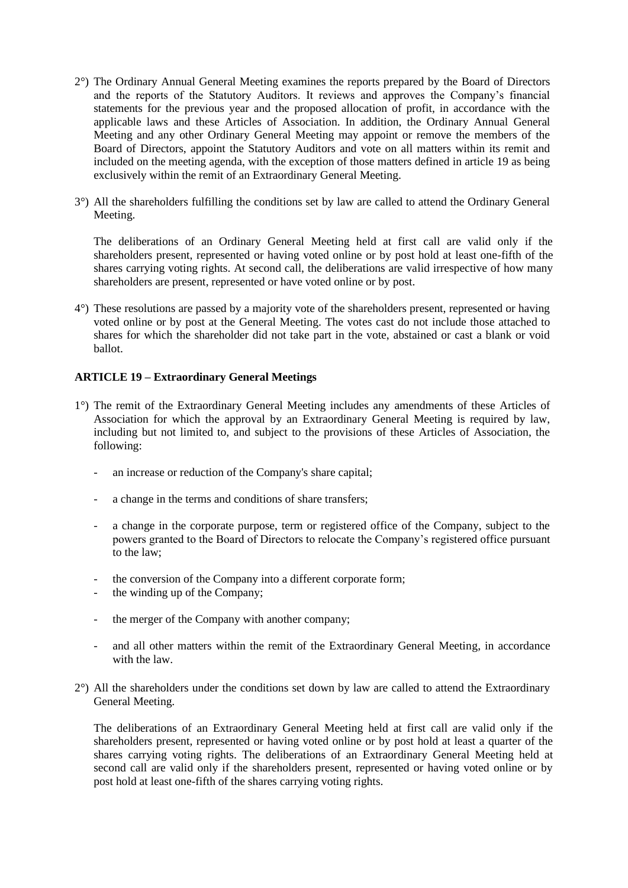2°) The Ordinary Annual General Meeting examines the reports prepared by the Board of Directors and the reports of the Statutory Auditors. It reviews and approves the Company's financial statements for the previous year and the proposed allocation of profit, in accordance with the applicable laws and these Articles of Association. In addition, the Ordinary Annual General Meeting and any other Ordinary General Meeting may appoint or remove the members of the Board of Directors, appoint the Statutory Auditors and vote on all matters within its remit and included on the meeting agenda, with the exception of those matters defined in article 19 as being exclusively within the remit of an Extraordinary General Meeting.

3°) All the shareholders fulfilling the conditions set by law are called to attend the Ordinary General Meeting.

The deliberations of an Ordinary General Meeting held at first call are valid only if the shareholders present, represented or having voted online or by post hold at least one-fifth of the shares carrying voting rights. At second call, the deliberations are valid irrespective of how many shareholders are present, represented or have voted online or by post.

4°) These resolutions are passed by a majority vote of the shareholders present, represented or having voted online or by post at the General Meeting. The votes cast do not include those attached to shares for which the shareholder did not take part in the vote, abstained or cast a blank or void ballot.

**ARTICLE 19 – Extraordinary General Meetings**

1°) The remit of the Extraordinary General Meeting includes any amendments of these Articles of Association for which the approval by an Extraordinary General Meeting is required by law, including but not limited to, and subject to the provisions of these Articles of Association, the following:

- an increase or reduction of the Company's share capital;
- a change in the terms and conditions of share transfers;
- a change in the corporate purpose, term or registered office of the Company, subject to the powers granted to the Board of Directors to relocate the Company's registered office pursuant to the law;
- the conversion of the Company into a different corporate form;
- the winding up of the Company;
- the merger of the Company with another company;
- and all other matters within the remit of the Extraordinary General Meeting, in accordance with the law.

2°) All the shareholders under the conditions set down by law are called to attend the Extraordinary General Meeting.

The deliberations of an Extraordinary General Meeting held at first call are valid only if the shareholders present, represented or having voted online or by post hold at least a quarter of the shares carrying voting rights. The deliberations of an Extraordinary General Meeting held at second call are valid only if the shareholders present, represented or having voted online or by post hold at least one-fifth of the shares carrying voting rights.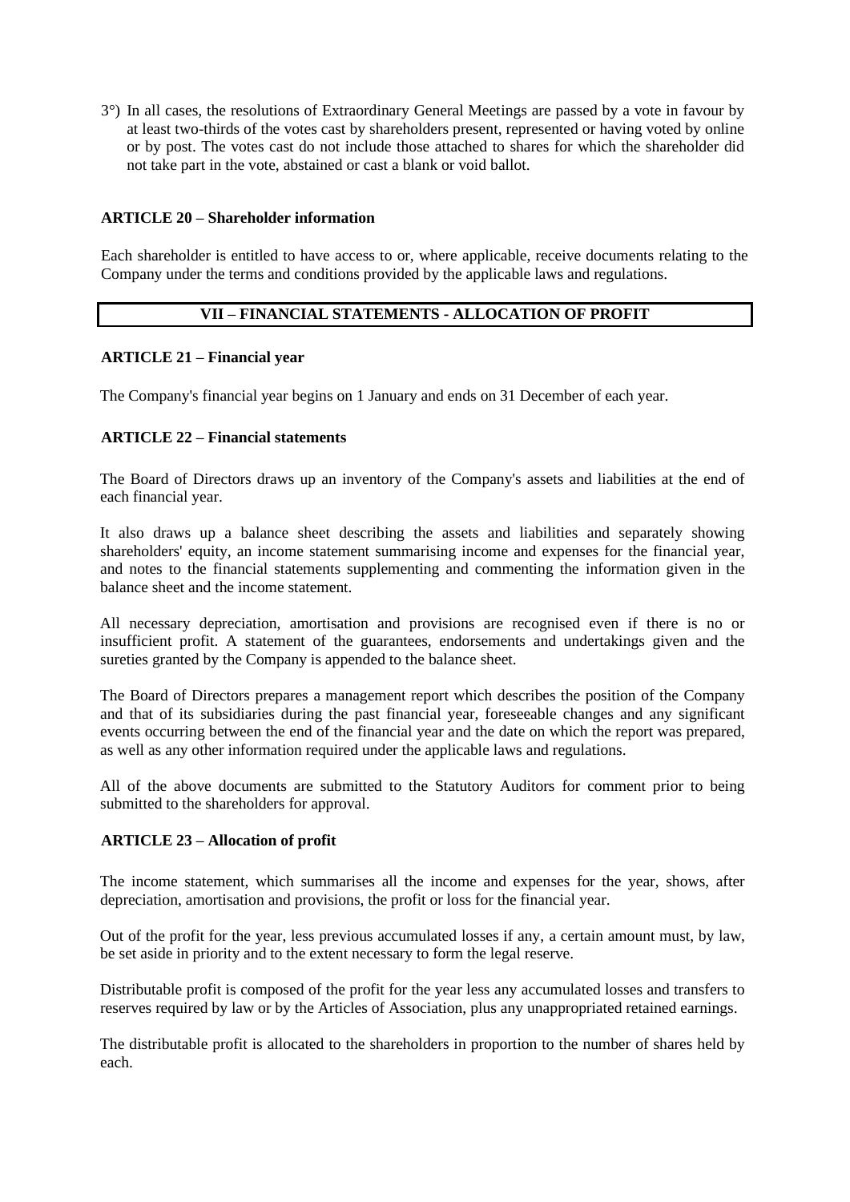3°) In all cases, the resolutions of Extraordinary General Meetings are passed by a vote in favour by at least two-thirds of the votes cast by shareholders present, represented or having voted by online or by post. The votes cast do not include those attached to shares for which the shareholder did not take part in the vote, abstained or cast a blank or void ballot.

### ARTICLE 20 – Shareholder information

Each shareholder is entitled to have access to or, where applicable, receive documents relating to the Company under the terms and conditions provided by the applicable laws and regulations.

## VII – FINANCIAL STATEMENTS - ALLOCATION OF PROFIT

### ARTICLE 21 – Financial year

The Company's financial year begins on 1 January and ends on 31 December of each year.

### ARTICLE 22 – Financial statements

The Board of Directors draws up an inventory of the Company's assets and liabilities at the end of each financial year.

It also draws up a balance sheet describing the assets and liabilities and separately showing shareholders' equity, an income statement summarising income and expenses for the financial year, and notes to the financial statements supplementing and commenting the information given in the balance sheet and the income statement.

All necessary depreciation, amortisation and provisions are recognised even if there is no or insufficient profit. A statement of the guarantees, endorsements and undertakings given and the sureties granted by the Company is appended to the balance sheet.

The Board of Directors prepares a management report which describes the position of the Company and that of its subsidiaries during the past financial year, foreseeable changes and any significant events occurring between the end of the financial year and the date on which the report was prepared, as well as any other information required under the applicable laws and regulations.

All of the above documents are submitted to the Statutory Auditors for comment prior to being submitted to the shareholders for approval.

### ARTICLE 23 – Allocation of profit

The income statement, which summarises all the income and expenses for the year, shows, after depreciation, amortisation and provisions, the profit or loss for the financial year.

Out of the profit for the year, less previous accumulated losses if any, a certain amount must, by law, be set aside in priority and to the extent necessary to form the legal reserve.

Distributable profit is composed of the profit for the year less any accumulated losses and transfers to reserves required by law or by the Articles of Association, plus any unappropriated retained earnings.

The distributable profit is allocated to the shareholders in proportion to the number of shares held by each.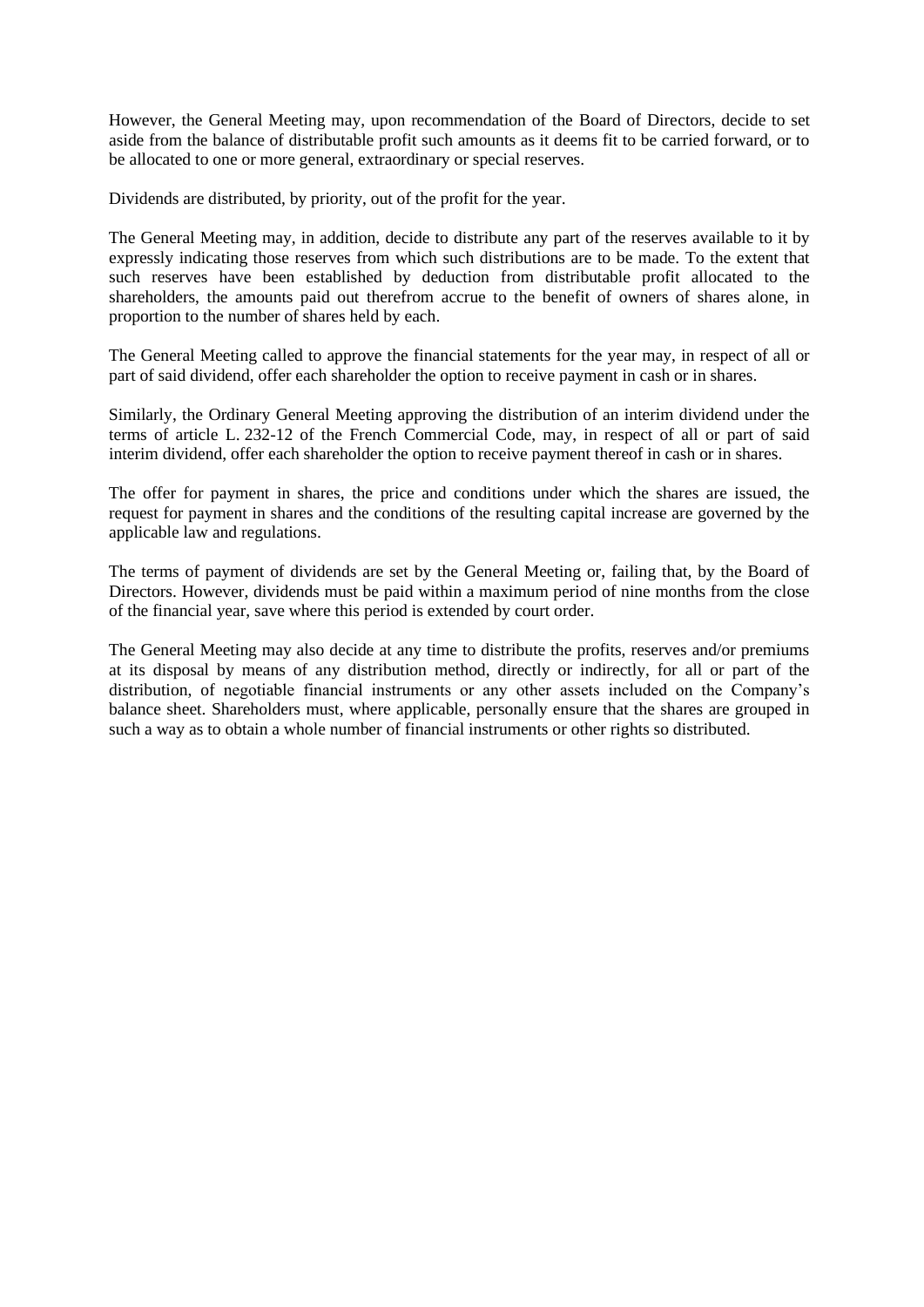However, the General Meeting may, upon recommendation of the Board of Directors, decide to set aside from the balance of distributable profit such amounts as it deems fit to be carried forward, or to be allocated to one or more general, extraordinary or special reserves.

Dividends are distributed, by priority, out of the profit for the year.

The General Meeting may, in addition, decide to distribute any part of the reserves available to it by expressly indicating those reserves from which such distributions are to be made. To the extent that such reserves have been established by deduction from distributable profit allocated to the shareholders, the amounts paid out therefrom accrue to the benefit of owners of shares alone, in proportion to the number of shares held by each.

The General Meeting called to approve the financial statements for the year may, in respect of all or part of said dividend, offer each shareholder the option to receive payment in cash or in shares.

Similarly, the Ordinary General Meeting approving the distribution of an interim dividend under the terms of article L. 232-12 of the French Commercial Code, may, in respect of all or part of said interim dividend, offer each shareholder the option to receive payment thereof in cash or in shares.

The offer for payment in shares, the price and conditions under which the shares are issued, the request for payment in shares and the conditions of the resulting capital increase are governed by the applicable law and regulations.

The terms of payment of dividends are set by the General Meeting or, failing that, by the Board of Directors. However, dividends must be paid within a maximum period of nine months from the close of the financial year, save where this period is extended by court order.

The General Meeting may also decide at any time to distribute the profits, reserves and/or premiums at its disposal by means of any distribution method, directly or indirectly, for all or part of the distribution, of negotiable financial instruments or any other assets included on the Company's balance sheet. Shareholders must, where applicable, personally ensure that the shares are grouped in such a way as to obtain a whole number of financial instruments or other rights so distributed.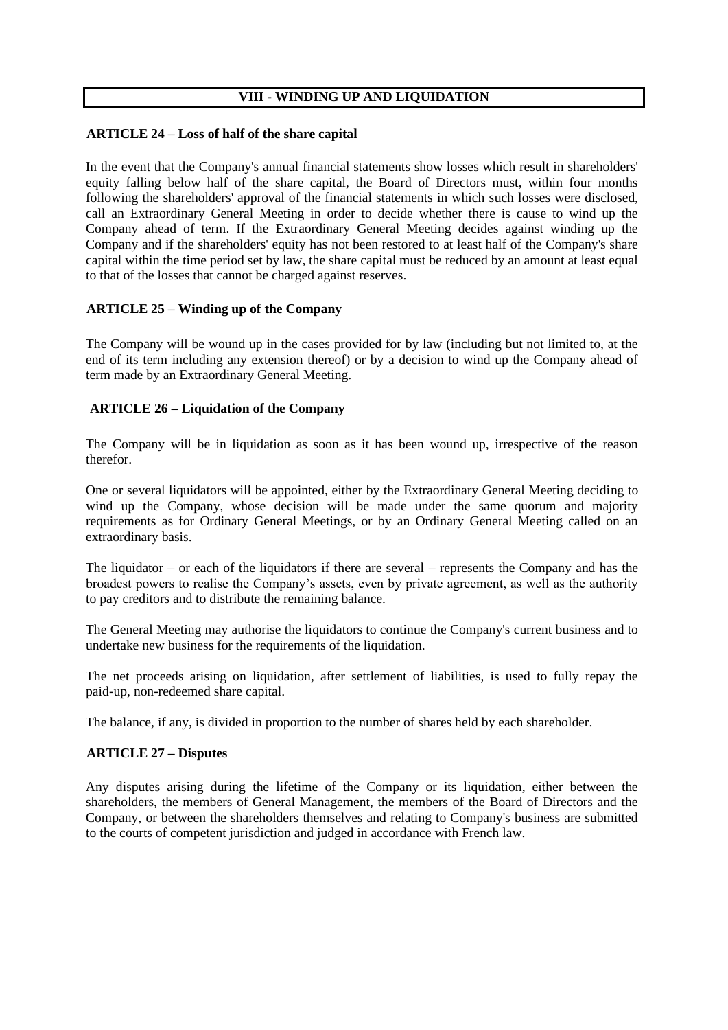## VIII - WINDING UP AND LIQUIDATION

### ARTICLE 24 – Loss of half of the share capital

In the event that the Company's annual financial statements show losses which result in shareholders' equity falling below half of the share capital, the Board of Directors must, within four months following the shareholders' approval of the financial statements in which such losses were disclosed, call an Extraordinary General Meeting in order to decide whether there is cause to wind up the Company ahead of term. If the Extraordinary General Meeting decides against winding up the Company and if the shareholders' equity has not been restored to at least half of the Company's share capital within the time period set by law, the share capital must be reduced by an amount at least equal to that of the losses that cannot be charged against reserves.

### ARTICLE 25 – Winding up of the Company

The Company will be wound up in the cases provided for by law (including but not limited to, at the end of its term including any extension thereof) or by a decision to wind up the Company ahead of term made by an Extraordinary General Meeting.

### ARTICLE 26 – Liquidation of the Company

The Company will be in liquidation as soon as it has been wound up, irrespective of the reason therefor.

One or several liquidators will be appointed, either by the Extraordinary General Meeting deciding to wind up the Company, whose decision will be made under the same quorum and majority requirements as for Ordinary General Meetings, or by an Ordinary General Meeting called on an extraordinary basis.

The liquidator – or each of the liquidators if there are several – represents the Company and has the broadest powers to realise the Company's assets, even by private agreement, as well as the authority to pay creditors and to distribute the remaining balance.

The General Meeting may authorise the liquidators to continue the Company's current business and to undertake new business for the requirements of the liquidation.

The net proceeds arising on liquidation, after settlement of liabilities, is used to fully repay the paid-up, non-redeemed share capital.

The balance, if any, is divided in proportion to the number of shares held by each shareholder.

### ARTICLE 27 – Disputes

Any disputes arising during the lifetime of the Company or its liquidation, either between the shareholders, the members of General Management, the members of the Board of Directors and the Company, or between the shareholders themselves and relating to Company's business are submitted to the courts of competent jurisdiction and judged in accordance with French law.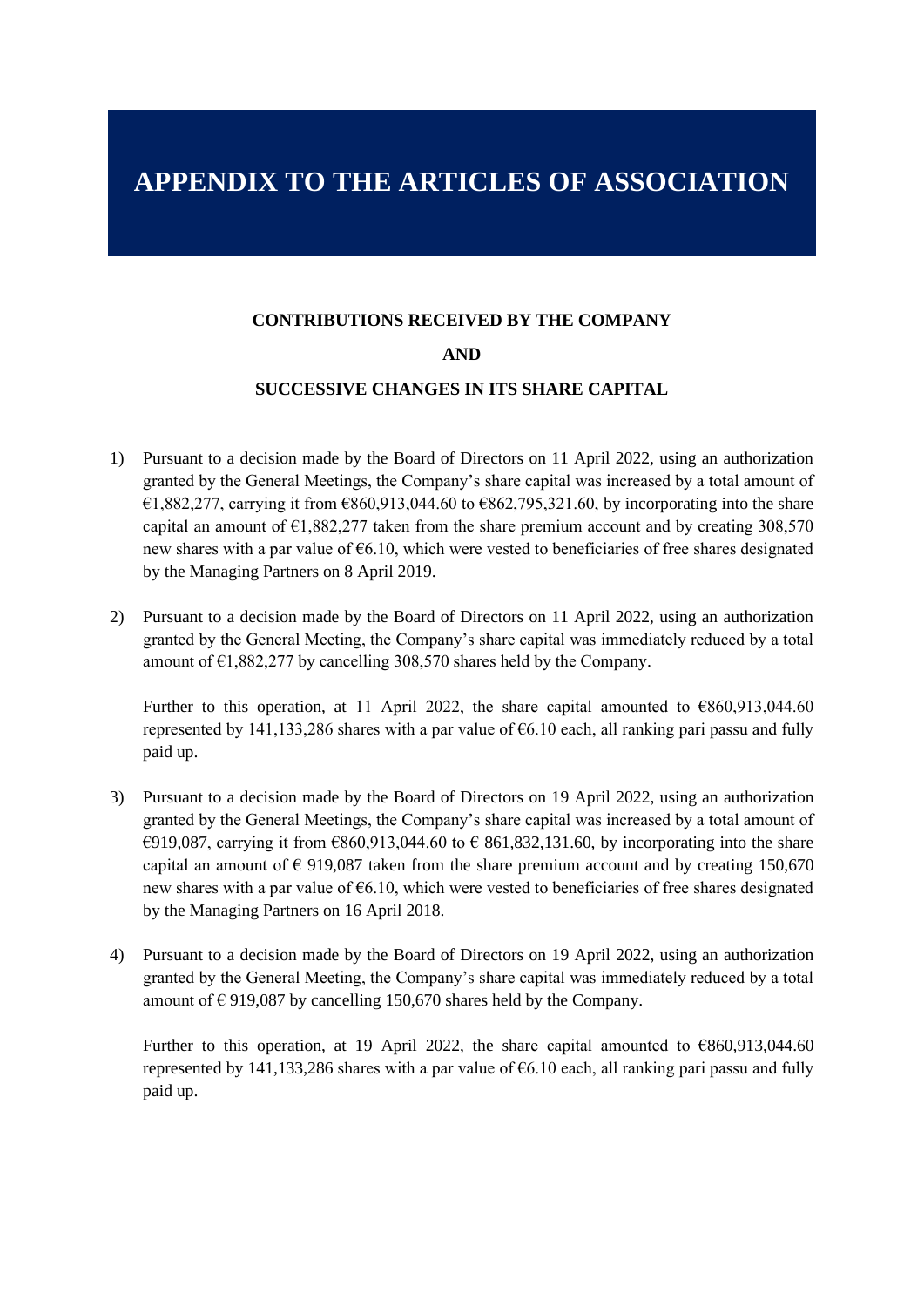# APPENDIX TO THE ARTICLES OF ASSOCIATION

**CONTRIBUTIONS RECEIVED BY THE COMPANY**

**AND**

**SUCCESSIVE CHANGES IN ITS SHARE CAPITAL**

1) Pursuant to a decision made by the Board of Directors on 11 April 2022, using an authorization granted by the General Meetings, the Company's share capital was increased by a total amount of €1,882,277, carrying it from €860,913,044.60 to €862,795,321.60, by incorporating into the share capital an amount of €1,882,277 taken from the share premium account and by creating 308,570 new shares with a par value of €6.10, which were vested to beneficiaries of free shares designated by the Managing Partners on 8 April 2019.

2) Pursuant to a decision made by the Board of Directors on 11 April 2022, using an authorization granted by the General Meeting, the Company's share capital was immediately reduced by a total amount of €1,882,277 by cancelling 308,570 shares held by the Company.

   Further to this operation, at 11 April 2022, the share capital amounted to €860,913,044.60 represented by 141,133,286 shares with a par value of €6.10 each, all ranking pari passu and fully paid up.

3) Pursuant to a decision made by the Board of Directors on 19 April 2022, using an authorization granted by the General Meetings, the Company's share capital was increased by a total amount of €919,087, carrying it from €860,913,044.60 to € 861,832,131.60, by incorporating into the share capital an amount of € 919,087 taken from the share premium account and by creating 150,670 new shares with a par value of €6.10, which were vested to beneficiaries of free shares designated by the Managing Partners on 16 April 2018.

4) Pursuant to a decision made by the Board of Directors on 19 April 2022, using an authorization granted by the General Meeting, the Company's share capital was immediately reduced by a total amount of € 919,087 by cancelling 150,670 shares held by the Company.

   Further to this operation, at 19 April 2022, the share capital amounted to €860,913,044.60 represented by 141,133,286 shares with a par value of €6.10 each, all ranking pari passu and fully paid up.